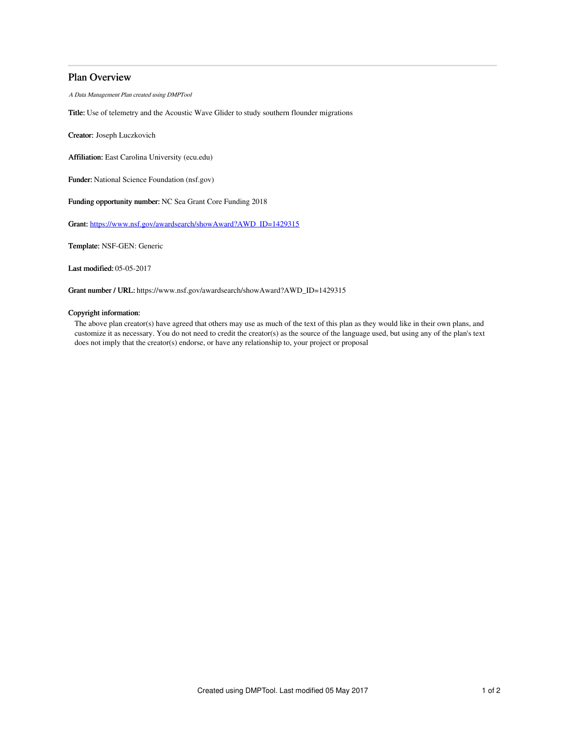# Plan Overview

*A Data Management Plan created using DMPTool*

**Title:** Use of telemetry and the Acoustic Wave Glider to study southern flounder migrations

**Creator:** Joseph Luczkovich

**Affiliation:** East Carolina University (ecu.edu)

**Funder:** National Science Foundation (nsf.gov)

**Funding opportunity number:** NC Sea Grant Core Funding 2018

**Grant:** https://www.nsf.gov/awardsearch/showAward?AWD_ID=1429315

**Template:** NSF-GEN: Generic

**Last modified:** 05-05-2017

**Grant number / URL:** https://www.nsf.gov/awardsearch/showAward?AWD_ID=1429315

**Copyright information:**

The above plan creator(s) have agreed that others may use as much of the text of this plan as they would like in their own plans, and customize it as necessary. You do not need to credit the creator(s) as the source of the language used, but using any of the plan's text does not imply that the creator(s) endorse, or have any relationship to, your project or proposal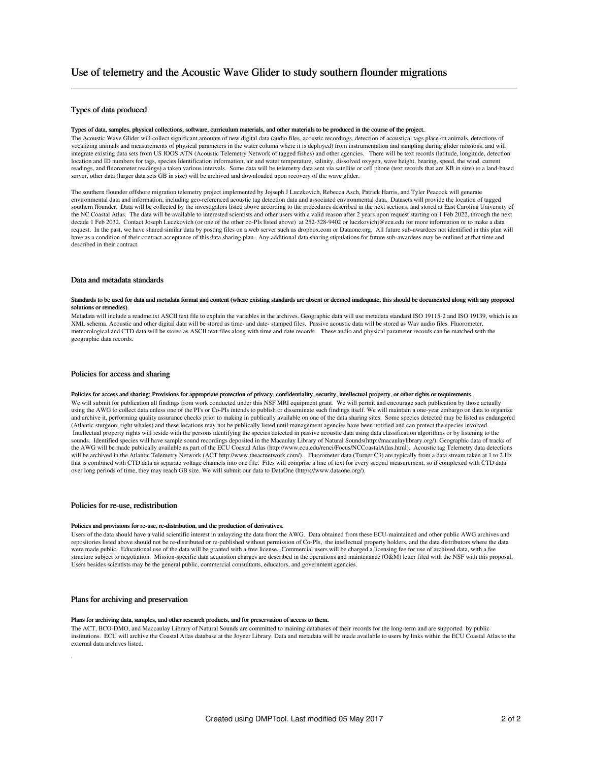# Use of telemetry and the Acoustic Wave Glider to study southern flounder migrations

## Types of data produced

**Types of data, samples, physical collections, software, curriculum materials, and other materials to be produced in the course of the project.**

The Acoustic Wave Glider will collect significant amounts of new digital data (audio files, acoustic recordings, detection of acoustical tags place on animals, detections of vocalizing animals and measurements of physical parameters in the water column where it is deployed) from instrumentation and sampling during glider missions, and will integrate existing data sets from US IOOS ATN (Acoustic Telemetry Network of tagged fishes) and other agencies. There will be text records (latitude, longitude, detection location and ID numbers for tags, species Identification information, air and water temperature, salinity, dissolved oxygen, wave height, bearing, speed, the wind, current readings, and fluorometer readings) a taken various intervals. Some data will be telemetry data sent via satellite or cell phone (text records that are KB in size) to a land-based server, other data (larger data sets GB in size) will be archived and downloaded upon recovery of the wave glider.

The southern flounder offshore migration telemetry project implemented by Jojseph J Luczkovich, Rebecca Asch, Patrick Harris, and Tyler Peacock will generate environmental data and information, including geo-referenced acoustic tag detection data and associated environmental data. Datasets will provide the location of tagged southern flounder. Data will be collected by the investigators listed above according to the procedures described in the next sections, and stored at East Carolina University of the NC Coastal Atlas. The data will be available to interested scientists and other users with a valid reason after 2 years upon request starting on 1 Feb 2022, through the next decade 1 Feb 2032. Contact Joseph Luczkovich (or one of the other co-PIs listed above) at 252-328-9402 or luczkovichj@ecu.edu for more information or to make a data request. In the past, we have shared similar data by posting files on a web server such as dropbox.com or Dataone.org. All future sub-awardees not identified in this plan will have as a condition of their contract acceptance of this data sharing plan. Any additional data sharing stipulations for future sub-awardees may be outlined at that time and described in their contract.

## Data and metadata standards

**Standards to be used for data and metadata format and content (where existing standards are absent or deemed inadequate, this should be documented along with any proposed solutions or remedies).**

Metadata will include a readme.txt ASCII text file to explain the variables in the archives. Geographic data will use metadata standard ISO 19115-2 and ISO 19139, which is an XML schema. Acoustic and other digital data will be stored as time- and date- stamped files. Passive acoustic data will be stored as Wav audio files. Fluorometer, meteorological and CTD data will be stores as ASCII text files along with time and date records. These audio and physical parameter records can be matched with the geographic data records.

## Policies for access and sharing

**Policies for access and sharing; Provisions for appropriate protection of privacy, confidentiality, security, intellectual property, or other rights or requirements.**

We will submit for publication all findings from work conducted under this NSF MRI equipment grant. We will permit and encourage such publication by those actually using the AWG to collect data unless one of the PI's or Co-PIs intends to publish or disseminate such findings itself. We will maintain a one-year embargo on data to organize and archive it, performing quality assurance checks prior to making in publically available on one of the data sharing sites. Some species detected may be listed as endangered (Atlantic sturgeon, right whales) and these locations may not be publically listed until management agencies have been notified and can protect the species involved. Intellectual property rights will reside with the persons identifying the species detected in passive acoustic data using data classification algorithms or by listening to the sounds. Identified species will have sample sound recordings deposited in the Macaulay Library of Natural Sounds(http://macaulaylibrary.org/). Geographic data of tracks of the AWG will be made publically available as part of the ECU Coastal Atlas (http://www.ecu.edu/renci/Focus/NCCoastalAtlas.html). Acoustic tag Telemetry data detections will be archived in the Atlantic Telemetry Network (ACT http://www.theactnetwork.com/). Fluorometer data (Turner C3) are typically from a data stream taken at 1 to 2 Hz that is combined with CTD data as separate voltage channels into one file. Files will comprise a line of text for every second measurement, so if complexed with CTD data over long periods of time, they may reach GB size. We will submit our data to DataOne (https://www.dataone.org/).

## Policies for re-use, redistribution

**Policies and provisions for re-use, re-distribution, and the production of derivatives.**

Users of the data should have a valid scientific interest in anlayzing the data from the AWG. Data obtained from these ECU-maintained and other public AWG archives and repositories listed above should not be re-distributed or re-published without permission of Co-PIs, the intellectual property holders, and the data distributers where the data were made public. Educational use of the data will be granted with a free license. Commercial users will be charged a licensing fee for use of archived data, with a fee structure subject to negotiation. Mission-specific data acquistion charges are described in the operations and maintenance (O&M) letter filed with the NSF with this proposal. Users besides scientists may be the general public, commercial consultants, educators, and government agencies.

## Plans for archiving and preservation

**Plans for archiving data, samples, and other research products, and for preservation of access to them.**

The ACT, BCO-DMO, and Maccaulay Library of Natural Sounds are committed to maining databases of their records for the long-term and are supported by public institutions. ECU will archive the Coastal Atlas database at the Joyner Library. Data and metadata will be made available to users by links within the ECU Coastal Atlas to the external data archives listed.

Created using DMPTool. Last modified 05 May 2017